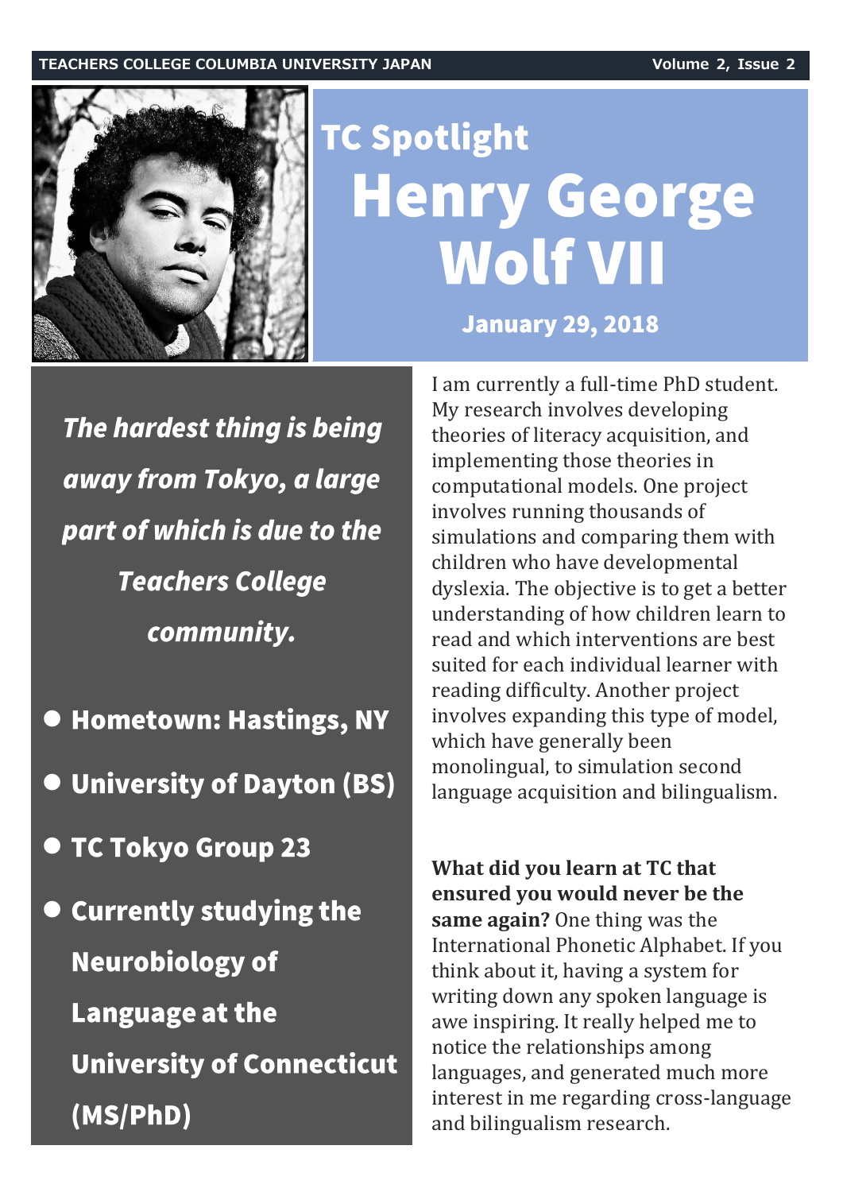# TC Spotlight

## Henry George Wolf VII

**January 29, 2018**

***The hardest thing is being away from Tokyo, a large part of which is due to the Teachers College community.***

- **Hometown: Hastings, NY**
- **University of Dayton (BS)**
- **TC Tokyo Group 23**
- **Currently studying the Neurobiology of Language at the University of Connecticut (MS/PhD)**

I am currently a full-time PhD student. My research involves developing theories of literacy acquisition, and implementing those theories in computational models. One project involves running thousands of simulations and comparing them with children who have developmental dyslexia. The objective is to get a better understanding of how children learn to read and which interventions are best suited for each individual learner with reading difficulty. Another project involves expanding this type of model, which have generally been monolingual, to simulation second language acquisition and bilingualism.

**What did you learn at TC that ensured you would never be the same again?** One thing was the International Phonetic Alphabet. If you think about it, having a system for writing down any spoken language is awe inspiring. It really helped me to notice the relationships among languages, and generated much more interest in me regarding cross-language and bilingualism research.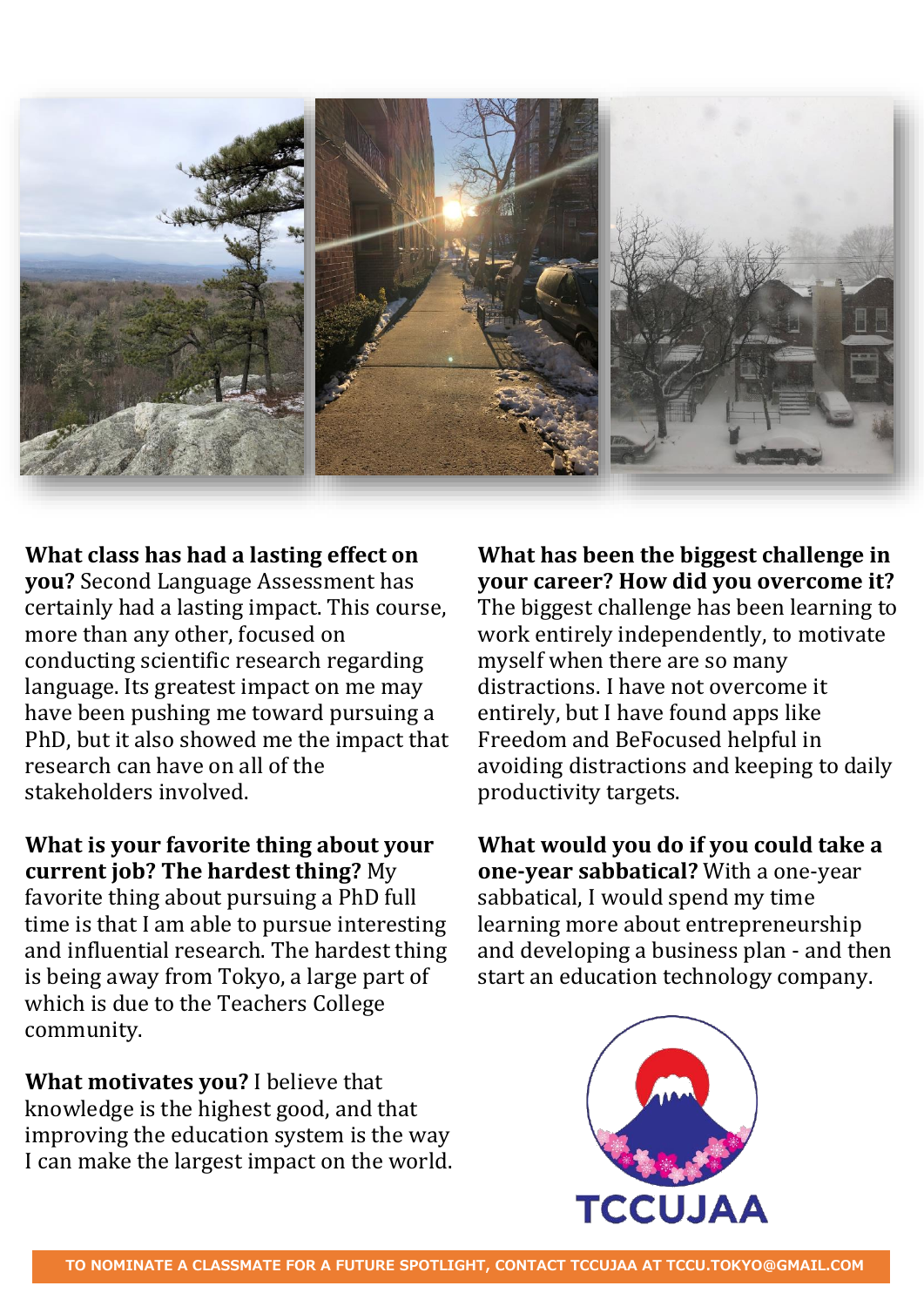**What class has had a lasting effect on you?** Second Language Assessment has certainly had a lasting impact. This course, more than any other, focused on conducting scientific research regarding language. Its greatest impact on me may have been pushing me toward pursuing a PhD, but it also showed me the impact that research can have on all of the stakeholders involved.

**What is your favorite thing about your current job? The hardest thing?** My favorite thing about pursuing a PhD full time is that I am able to pursue interesting and influential research. The hardest thing is being away from Tokyo, a large part of which is due to the Teachers College community.

**What motivates you?** I believe that knowledge is the highest good, and that improving the education system is the way I can make the largest impact on the world.

**What has been the biggest challenge in your career? How did you overcome it?** The biggest challenge has been learning to work entirely independently, to motivate myself when there are so many distractions. I have not overcome it entirely, but I have found apps like Freedom and BeFocused helpful in avoiding distractions and keeping to daily productivity targets.

**What would you do if you could take a one-year sabbatical?** With a one-year sabbatical, I would spend my time learning more about entrepreneurship and developing a business plan - and then start an education technology company.

TCCUJAA

TO NOMINATE A CLASSMATE FOR A FUTURE SPOTLIGHT, CONTACT TCCUJAA AT TCCU.TOKYO@GMAIL.COM